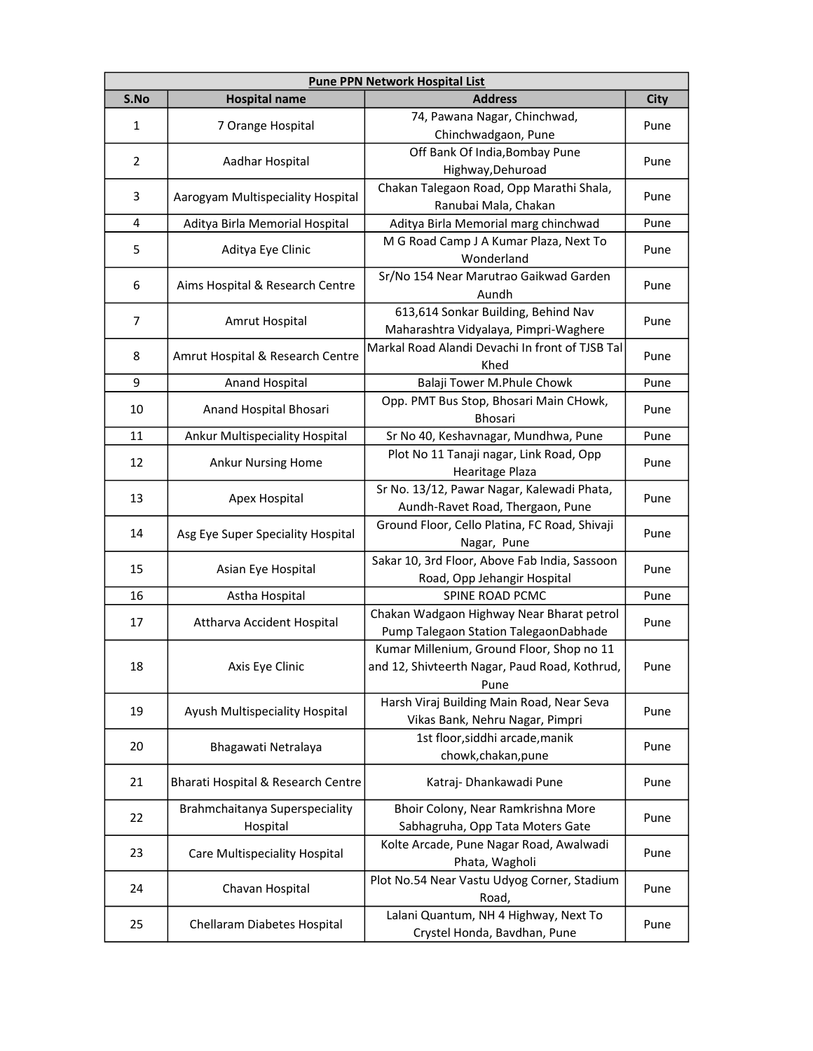| Pune PPN Network Hospital List | | | |
|---|---|---|---|
| S.No | Hospital name | Address | City |
| 1 | 7 Orange Hospital | 74, Pawana Nagar, Chinchwad, Chinchwadgaon, Pune | Pune |
| 2 | Aadhar Hospital | Off Bank Of India,Bombay Pune Highway,Dehuroad | Pune |
| 3 | Aarogyam Multispeciality Hospital | Chakan Talegaon Road, Opp Marathi Shala, Ranubai Mala, Chakan | Pune |
| 4 | Aditya Birla Memorial Hospital | Aditya Birla Memorial marg chinchwad | Pune |
| 5 | Aditya Eye Clinic | M G Road Camp J A Kumar Plaza, Next To Wonderland | Pune |
| 6 | Aims Hospital & Research Centre | Sr/No 154 Near Marutrao Gaikwad Garden Aundh | Pune |
| 7 | Amrut Hospital | 613,614 Sonkar Building, Behind Nav Maharashtra Vidyalaya, Pimpri-Waghere | Pune |
| 8 | Amrut Hospital & Research Centre | Markal Road Alandi Devachi In front of TJSB Tal Khed | Pune |
| 9 | Anand Hospital | Balaji Tower M.Phule Chowk | Pune |
| 10 | Anand Hospital Bhosari | Opp. PMT Bus Stop, Bhosari Main CHowk, Bhosari | Pune |
| 11 | Ankur Multispeciality Hospital | Sr No 40, Keshavnagar, Mundhwa, Pune | Pune |
| 12 | Ankur Nursing Home | Plot No 11 Tanaji nagar, Link Road, Opp Hearitage Plaza | Pune |
| 13 | Apex Hospital | Sr No. 13/12, Pawar Nagar, Kalewadi Phata, Aundh-Ravet Road, Thergaon, Pune | Pune |
| 14 | Asg Eye Super Speciality Hospital | Ground Floor, Cello Platina, FC Road, Shivaji Nagar, Pune | Pune |
| 15 | Asian Eye Hospital | Sakar 10, 3rd Floor, Above Fab India, Sassoon Road, Opp Jehangir Hospital | Pune |
| 16 | Astha Hospital | SPINE ROAD PCMC | Pune |
| 17 | Attharva Accident Hospital | Chakan Wadgaon Highway Near Bharat petrol Pump Talegaon Station TalegaonDabhade | Pune |
| 18 | Axis Eye Clinic | Kumar Millenium, Ground Floor, Shop no 11 and 12, Shivteerth Nagar, Paud Road, Kothrud, Pune | Pune |
| 19 | Ayush Multispeciality Hospital | Harsh Viraj Building Main Road, Near Seva Vikas Bank, Nehru Nagar, Pimpri | Pune |
| 20 | Bhagawati Netralaya | 1st floor,siddhi arcade,manik chowk,chakan,pune | Pune |
| 21 | Bharati Hospital & Research Centre | Katraj- Dhankawadi Pune | Pune |
| 22 | Brahmchaitanya Superspeciality Hospital | Bhoir Colony, Near Ramkrishna More Sabhagruha, Opp Tata Moters Gate | Pune |
| 23 | Care Multispeciality Hospital | Kolte Arcade, Pune Nagar Road, Awalwadi Phata, Wagholi | Pune |
| 24 | Chavan Hospital | Plot No.54 Near Vastu Udyog Corner, Stadium Road, | Pune |
| 25 | Chellaram Diabetes Hospital | Lalani Quantum, NH 4 Highway, Next To Crystel Honda, Bavdhan, Pune | Pune |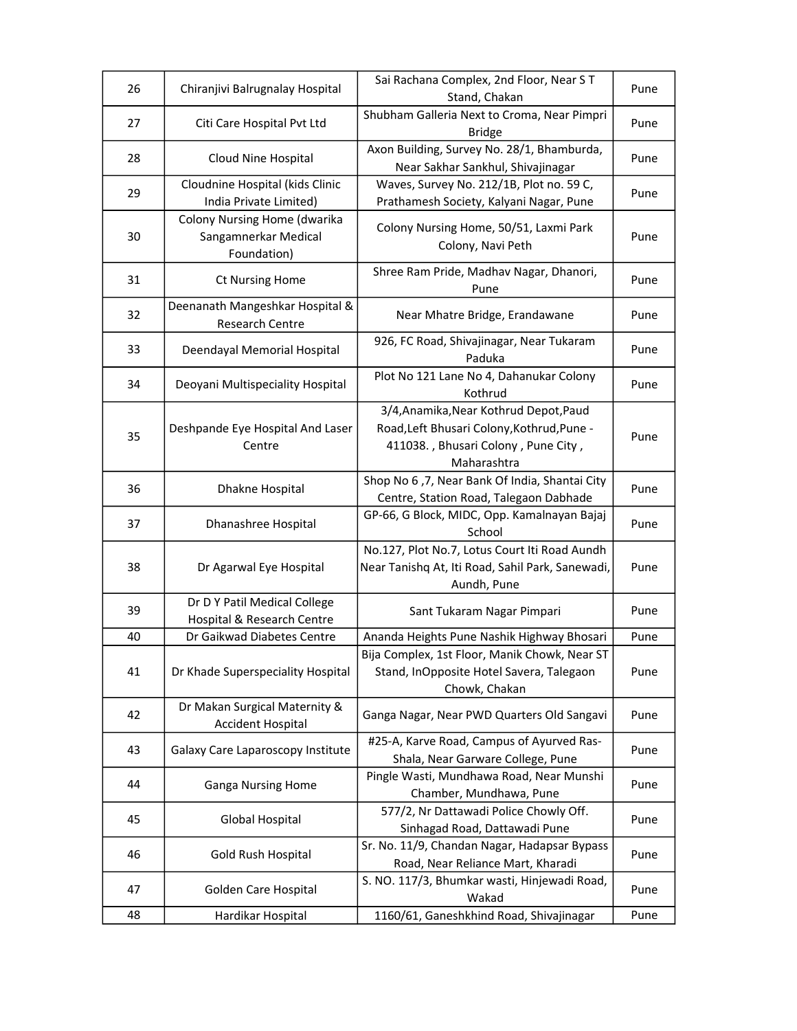| 26 | Chiranjivi Balrugnalay Hospital | Sai Rachana Complex, 2nd Floor, Near S T Stand, Chakan | Pune |
|---|---|---|---|
| 27 | Citi Care Hospital Pvt Ltd | Shubham Galleria Next to Croma, Near Pimpri Bridge | Pune |
| 28 | Cloud Nine Hospital | Axon Building, Survey No. 28/1, Bhamburda, Near Sakhar Sankhul, Shivajinagar | Pune |
| 29 | Cloudnine Hospital (kids Clinic India Private Limited) | Waves, Survey No. 212/1B, Plot no. 59 C, Prathamesh Society, Kalyani Nagar, Pune | Pune |
| 30 | Colony Nursing Home (dwarika Sangamnerkar Medical Foundation) | Colony Nursing Home, 50/51, Laxmi Park Colony, Navi Peth | Pune |
| 31 | Ct Nursing Home | Shree Ram Pride, Madhav Nagar, Dhanori, Pune | Pune |
| 32 | Deenanath Mangeshkar Hospital & Research Centre | Near Mhatre Bridge, Erandawane | Pune |
| 33 | Deendayal Memorial Hospital | 926, FC Road, Shivajinagar, Near Tukaram Paduka | Pune |
| 34 | Deoyani Multispeciality Hospital | Plot No 121 Lane No 4, Dahanukar Colony Kothrud | Pune |
| 35 | Deshpande Eye Hospital And Laser Centre | 3/4,Anamika,Near Kothrud Depot,Paud Road,Left Bhusari Colony,Kothrud,Pune - 411038. , Bhusari Colony , Pune City , Maharashtra | Pune |
| 36 | Dhakne Hospital | Shop No 6 ,7, Near Bank Of India, Shantai City Centre, Station Road, Talegaon Dabhade | Pune |
| 37 | Dhanashree Hospital | GP-66, G Block, MIDC, Opp. Kamalnayan Bajaj School | Pune |
| 38 | Dr Agarwal Eye Hospital | No.127, Plot No.7, Lotus Court Iti Road Aundh Near Tanishq At, Iti Road, Sahil Park, Sanewadi, Aundh, Pune | Pune |
| 39 | Dr D Y Patil Medical College Hospital & Research Centre | Sant Tukaram Nagar Pimpari | Pune |
| 40 | Dr Gaikwad Diabetes Centre | Ananda Heights Pune Nashik Highway Bhosari | Pune |
| 41 | Dr Khade Superspeciality Hospital | Bija Complex, 1st Floor, Manik Chowk, Near ST Stand, InOpposite Hotel Savera, Talegaon Chowk, Chakan | Pune |
| 42 | Dr Makan Surgical Maternity & Accident Hospital | Ganga Nagar, Near PWD Quarters Old Sangavi | Pune |
| 43 | Galaxy Care Laparoscopy Institute | #25-A, Karve Road, Campus of Ayurved Ras-Shala, Near Garware College, Pune | Pune |
| 44 | Ganga Nursing Home | Pingle Wasti, Mundhawa Road, Near Munshi Chamber, Mundhawa, Pune | Pune |
| 45 | Global Hospital | 577/2, Nr Dattawadi Police Chowly Off. Sinhagad Road, Dattawadi Pune | Pune |
| 46 | Gold Rush Hospital | Sr. No. 11/9, Chandan Nagar, Hadapsar Bypass Road, Near Reliance Mart, Kharadi | Pune |
| 47 | Golden Care Hospital | S. NO. 117/3, Bhumkar wasti, Hinjewadi Road, Wakad | Pune |
| 48 | Hardikar Hospital | 1160/61, Ganeshkhind Road, Shivajinagar | Pune |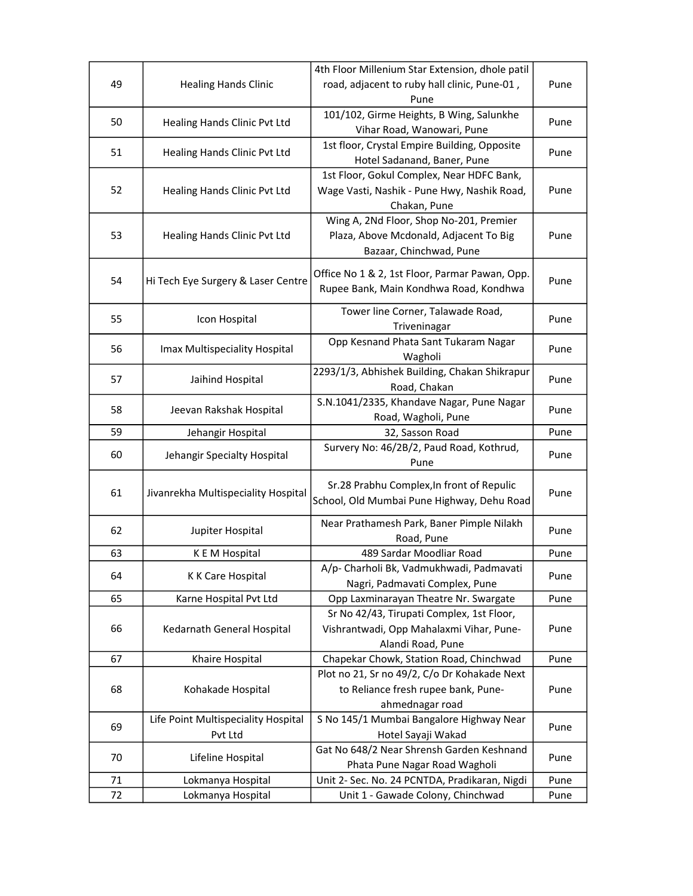| | | | |
|---|---|---|---|
| 49 | Healing Hands Clinic | 4th Floor Millenium Star Extension, dhole patil road, adjacent to ruby hall clinic, Pune-01 , Pune | Pune |
| 50 | Healing Hands Clinic Pvt Ltd | 101/102, Girme Heights, B Wing, Salunkhe Vihar Road, Wanowari, Pune | Pune |
| 51 | Healing Hands Clinic Pvt Ltd | 1st floor, Crystal Empire Building, Opposite Hotel Sadanand, Baner, Pune | Pune |
| 52 | Healing Hands Clinic Pvt Ltd | 1st Floor, Gokul Complex, Near HDFC Bank, Wage Vasti, Nashik - Pune Hwy, Nashik Road, Chakan, Pune | Pune |
| 53 | Healing Hands Clinic Pvt Ltd | Wing A, 2Nd Floor, Shop No-201, Premier Plaza, Above Mcdonald, Adjacent To Big Bazaar, Chinchwad, Pune | Pune |
| 54 | Hi Tech Eye Surgery & Laser Centre | Office No 1 & 2, 1st Floor, Parmar Pawan, Opp. Rupee Bank, Main Kondhwa Road, Kondhwa | Pune |
| 55 | Icon Hospital | Tower line Corner, Talawade Road, Triveninagar | Pune |
| 56 | Imax Multispeciality Hospital | Opp Kesnand Phata Sant Tukaram Nagar Wagholi | Pune |
| 57 | Jaihind Hospital | 2293/1/3, Abhishek Building, Chakan Shikrapur Road, Chakan | Pune |
| 58 | Jeevan Rakshak Hospital | S.N.1041/2335, Khandave Nagar, Pune Nagar Road, Wagholi, Pune | Pune |
| 59 | Jehangir Hospital | 32, Sasson Road | Pune |
| 60 | Jehangir Specialty Hospital | Survery No: 46/2B/2, Paud Road, Kothrud, Pune | Pune |
| 61 | Jivanrekha Multispeciality Hospital | Sr.28 Prabhu Complex,In front of Repulic School, Old Mumbai Pune Highway, Dehu Road | Pune |
| 62 | Jupiter Hospital | Near Prathamesh Park, Baner Pimple Nilakh Road, Pune | Pune |
| 63 | K E M Hospital | 489 Sardar Moodliar Road | Pune |
| 64 | K K Care Hospital | A/p- Charholi Bk, Vadmukhwadi, Padmavati Nagri, Padmavati Complex, Pune | Pune |
| 65 | Karne Hospital Pvt Ltd | Opp Laxminarayan Theatre Nr. Swargate | Pune |
| 66 | Kedarnath General Hospital | Sr No 42/43, Tirupati Complex, 1st Floor, Vishrantwadi, Opp Mahalaxmi Vihar, Pune-Alandi Road, Pune | Pune |
| 67 | Khaire Hospital | Chapekar Chowk, Station Road, Chinchwad | Pune |
| 68 | Kohakade Hospital | Plot no 21, Sr no 49/2, C/o Dr Kohakade Next to Reliance fresh rupee bank, Pune-ahmednagar road | Pune |
| 69 | Life Point Multispeciality Hospital Pvt Ltd | S No 145/1 Mumbai Bangalore Highway Near Hotel Sayaji Wakad | Pune |
| 70 | Lifeline Hospital | Gat No 648/2 Near Shrensh Garden Keshnand Phata Pune Nagar Road Wagholi | Pune |
| 71 | Lokmanya Hospital | Unit 2- Sec. No. 24 PCNTDA, Pradikaran, Nigdi | Pune |
| 72 | Lokmanya Hospital | Unit 1 - Gawade Colony, Chinchwad | Pune |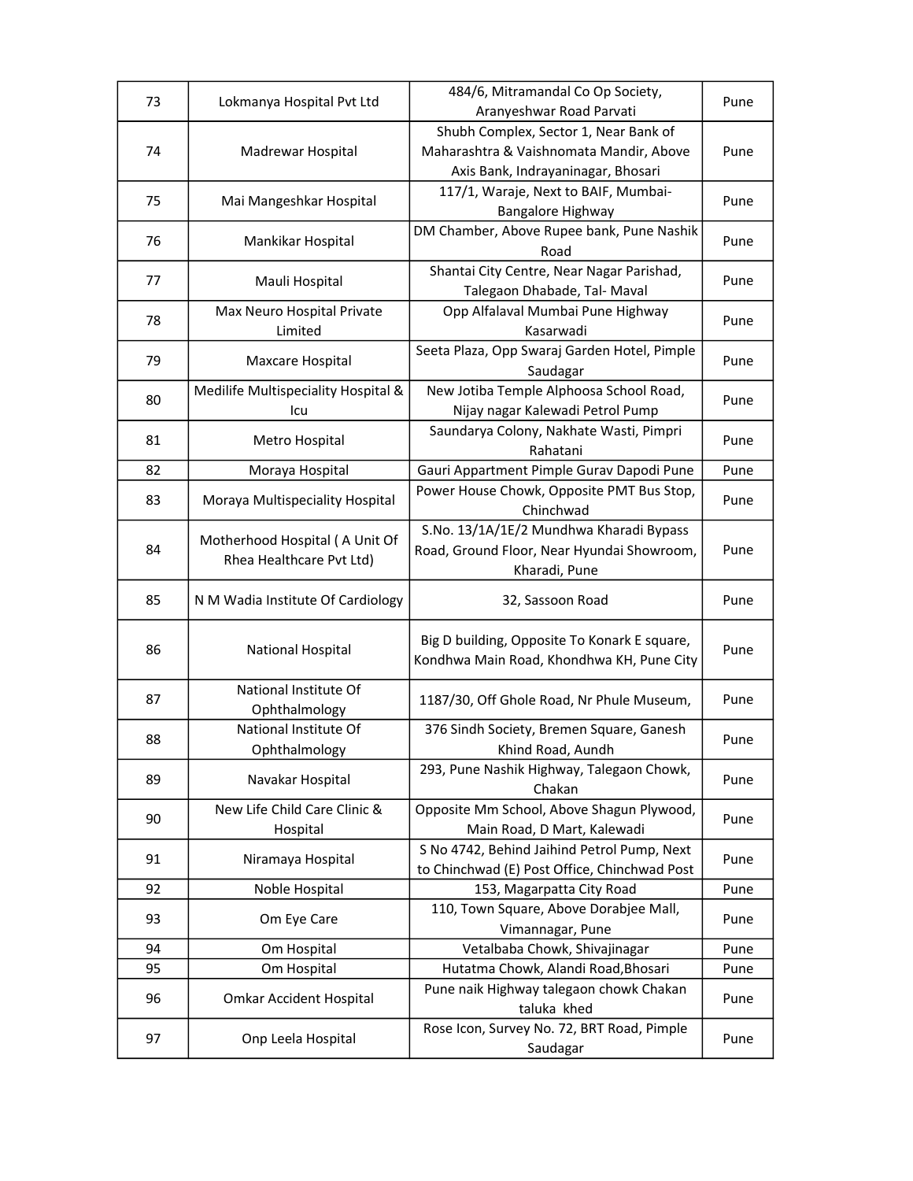| 73 | Lokmanya Hospital Pvt Ltd | 484/6, Mitramandal Co Op Society, Aranyeshwar Road Parvati | Pune |
|---|---|---|---|
| 74 | Madrewar Hospital | Shubh Complex, Sector 1, Near Bank of Maharashtra & Vaishnomata Mandir, Above Axis Bank, Indrayaninagar, Bhosari | Pune |
| 75 | Mai Mangeshkar Hospital | 117/1, Waraje, Next to BAIF, Mumbai-Bangalore Highway | Pune |
| 76 | Mankikar Hospital | DM Chamber, Above Rupee bank, Pune Nashik Road | Pune |
| 77 | Mauli Hospital | Shantai City Centre, Near Nagar Parishad, Talegaon Dhabade, Tal- Maval | Pune |
| 78 | Max Neuro Hospital Private Limited | Opp Alfalaval Mumbai Pune Highway Kasarwadi | Pune |
| 79 | Maxcare Hospital | Seeta Plaza, Opp Swaraj Garden Hotel, Pimple Saudagar | Pune |
| 80 | Medilife Multispeciality Hospital & Icu | New Jotiba Temple Alphoosa School Road, Nijay nagar Kalewadi Petrol Pump | Pune |
| 81 | Metro Hospital | Saundarya Colony, Nakhate Wasti, Pimpri Rahatani | Pune |
| 82 | Moraya Hospital | Gauri Appartment Pimple Gurav Dapodi Pune | Pune |
| 83 | Moraya Multispeciality Hospital | Power House Chowk, Opposite PMT Bus Stop, Chinchwad | Pune |
| 84 | Motherhood Hospital ( A Unit Of Rhea Healthcare Pvt Ltd) | S.No. 13/1A/1E/2 Mundhwa Kharadi Bypass Road, Ground Floor, Near Hyundai Showroom, Kharadi, Pune | Pune |
| 85 | N M Wadia Institute Of Cardiology | 32, Sassoon Road | Pune |
| 86 | National Hospital | Big D building, Opposite To Konark E square, Kondhwa Main Road, Khondhwa KH, Pune City | Pune |
| 87 | National Institute Of Ophthalmology | 1187/30, Off Ghole Road, Nr Phule Museum, | Pune |
| 88 | National Institute Of Ophthalmology | 376 Sindh Society, Bremen Square, Ganesh Khind Road, Aundh | Pune |
| 89 | Navakar Hospital | 293, Pune Nashik Highway, Talegaon Chowk, Chakan | Pune |
| 90 | New Life Child Care Clinic & Hospital | Opposite Mm School, Above Shagun Plywood, Main Road, D Mart, Kalewadi | Pune |
| 91 | Niramaya Hospital | S No 4742, Behind Jaihind Petrol Pump, Next to Chinchwad (E) Post Office, Chinchwad Post | Pune |
| 92 | Noble Hospital | 153, Magarpatta City Road | Pune |
| 93 | Om Eye Care | 110, Town Square, Above Dorabjee Mall, Vimannagar, Pune | Pune |
| 94 | Om Hospital | Vetalbaba Chowk, Shivajinagar | Pune |
| 95 | Om Hospital | Hutatma Chowk, Alandi Road,Bhosari | Pune |
| 96 | Omkar Accident Hospital | Pune naik Highway talegaon chowk Chakan taluka khed | Pune |
| 97 | Onp Leela Hospital | Rose Icon, Survey No. 72, BRT Road, Pimple Saudagar | Pune |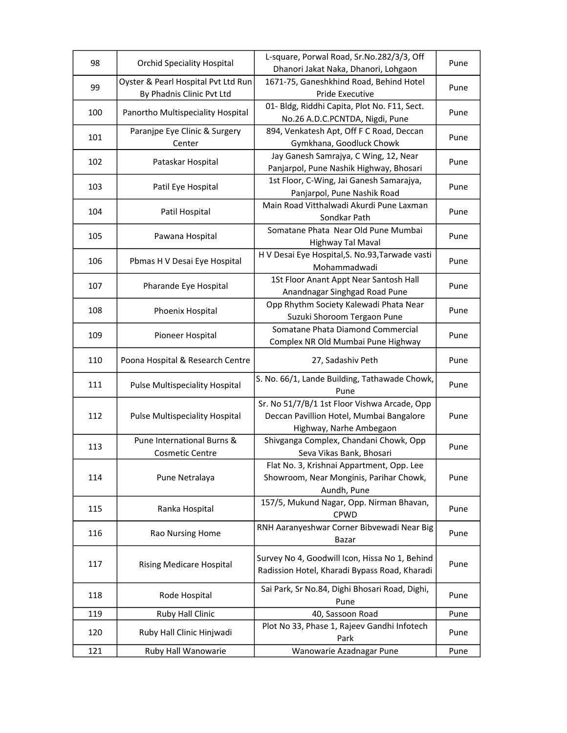| 98 | Orchid Speciality Hospital | L-square, Porwal Road, Sr.No.282/3/3, Off Dhanori Jakat Naka, Dhanori, Lohgaon | Pune |
|---|---|---|---|
| 99 | Oyster & Pearl Hospital Pvt Ltd Run By Phadnis Clinic Pvt Ltd | 1671-75, Ganeshkhind Road, Behind Hotel Pride Executive | Pune |
| 100 | Panortho Multispeciality Hospital | 01- Bldg, Riddhi Capita, Plot No. F11, Sect. No.26 A.D.C.PCNTDA, Nigdi, Pune | Pune |
| 101 | Paranjpe Eye Clinic & Surgery Center | 894, Venkatesh Apt, Off F C Road, Deccan Gymkhana, Goodluck Chowk | Pune |
| 102 | Pataskar Hospital | Jay Ganesh Samrajya, C Wing, 12, Near Panjarpol, Pune Nashik Highway, Bhosari | Pune |
| 103 | Patil Eye Hospital | 1st Floor, C-Wing, Jai Ganesh Samarajya, Panjarpol, Pune Nashik Road | Pune |
| 104 | Patil Hospital | Main Road Vitthalwadi Akurdi Pune Laxman Sondkar Path | Pune |
| 105 | Pawana Hospital | Somatane Phata Near Old Pune Mumbai Highway Tal Maval | Pune |
| 106 | Pbmas H V Desai Eye Hospital | H V Desai Eye Hospital,S. No.93,Tarwade vasti Mohammadwadi | Pune |
| 107 | Pharande Eye Hospital | 1St Floor Anant Appt Near Santosh Hall Anandnagar Singhgad Road Pune | Pune |
| 108 | Phoenix Hospital | Opp Rhythm Society Kalewadi Phata Near Suzuki Shoroom Tergaon Pune | Pune |
| 109 | Pioneer Hospital | Somatane Phata Diamond Commercial Complex NR Old Mumbai Pune Highway | Pune |
| 110 | Poona Hospital & Research Centre | 27, Sadashiv Peth | Pune |
| 111 | Pulse Multispeciality Hospital | S. No. 66/1, Lande Building, Tathawade Chowk, Pune | Pune |
| 112 | Pulse Multispeciality Hospital | Sr. No 51/7/B/1 1st Floor Vishwa Arcade, Opp Deccan Pavillion Hotel, Mumbai Bangalore Highway, Narhe Ambegaon | Pune |
| 113 | Pune International Burns & Cosmetic Centre | Shivganga Complex, Chandani Chowk, Opp Seva Vikas Bank, Bhosari | Pune |
| 114 | Pune Netralaya | Flat No. 3, Krishnai Appartment, Opp. Lee Showroom, Near Monginis, Parihar Chowk, Aundh, Pune | Pune |
| 115 | Ranka Hospital | 157/5, Mukund Nagar, Opp. Nirman Bhavan, CPWD | Pune |
| 116 | Rao Nursing Home | RNH Aaranyeshwar Corner Bibvewadi Near Big Bazar | Pune |
| 117 | Rising Medicare Hospital | Survey No 4, Goodwill Icon, Hissa No 1, Behind Radission Hotel, Kharadi Bypass Road, Kharadi | Pune |
| 118 | Rode Hospital | Sai Park, Sr No.84, Dighi Bhosari Road, Dighi, Pune | Pune |
| 119 | Ruby Hall Clinic | 40, Sassoon Road | Pune |
| 120 | Ruby Hall Clinic Hinjwadi | Plot No 33, Phase 1, Rajeev Gandhi Infotech Park | Pune |
| 121 | Ruby Hall Wanowarie | Wanowarie Azadnagar Pune | Pune |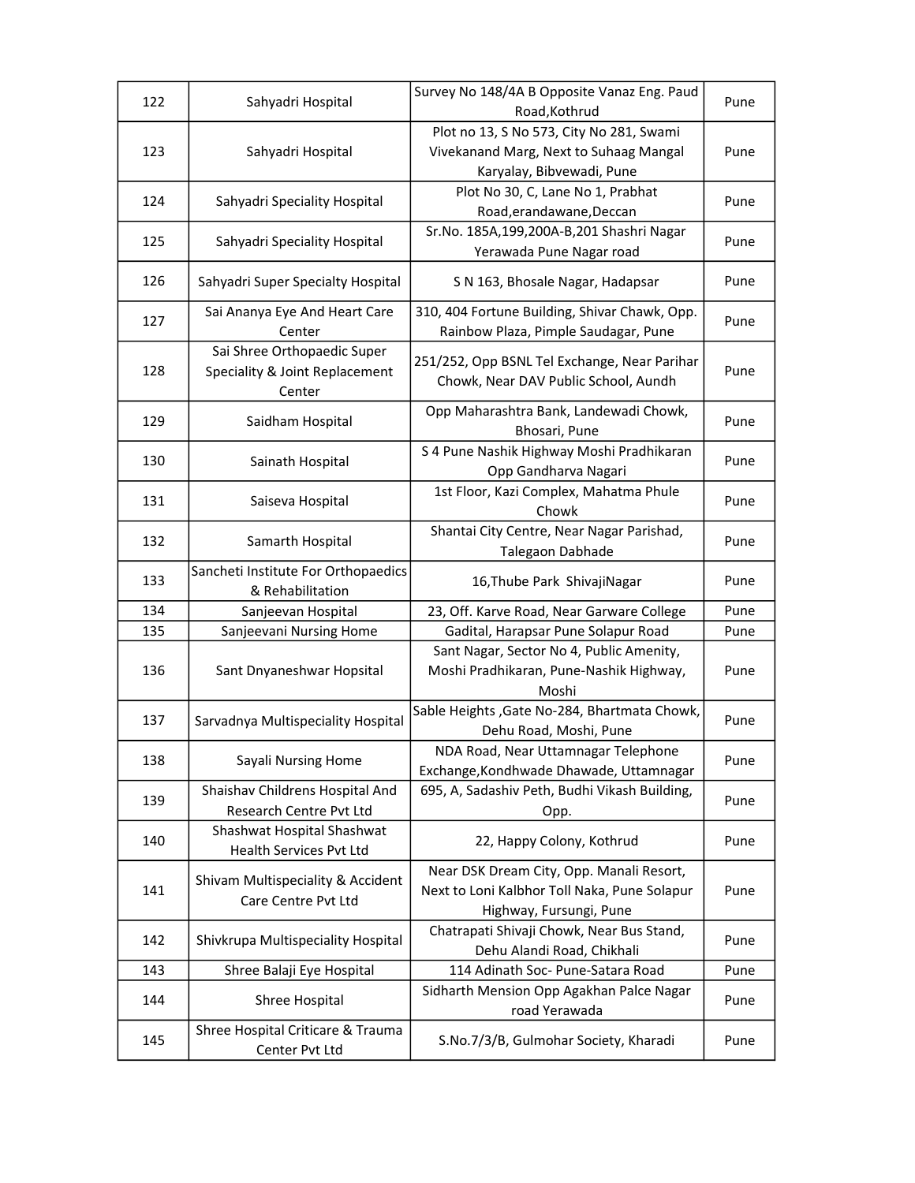| 122 | Sahyadri Hospital | Survey No 148/4A B Opposite Vanaz Eng. Paud Road,Kothrud | Pune |
|---|---|---|---|
| 123 | Sahyadri Hospital | Plot no 13, S No 573, City No 281, Swami Vivekanand Marg, Next to Suhaag Mangal Karyalay, Bibvewadi, Pune | Pune |
| 124 | Sahyadri Speciality Hospital | Plot No 30, C, Lane No 1, Prabhat Road,erandawane,Deccan | Pune |
| 125 | Sahyadri Speciality Hospital | Sr.No. 185A,199,200A-B,201 Shashri Nagar Yerawada Pune Nagar road | Pune |
| 126 | Sahyadri Super Specialty Hospital | S N 163, Bhosale Nagar, Hadapsar | Pune |
| 127 | Sai Ananya Eye And Heart Care Center | 310, 404 Fortune Building, Shivar Chawk, Opp. Rainbow Plaza, Pimple Saudagar, Pune | Pune |
| 128 | Sai Shree Orthopaedic Super Speciality & Joint Replacement Center | 251/252, Opp BSNL Tel Exchange, Near Parihar Chowk, Near DAV Public School, Aundh | Pune |
| 129 | Saidham Hospital | Opp Maharashtra Bank, Landewadi Chowk, Bhosari, Pune | Pune |
| 130 | Sainath Hospital | S 4 Pune Nashik Highway Moshi Pradhikaran Opp Gandharva Nagari | Pune |
| 131 | Saiseva Hospital | 1st Floor, Kazi Complex, Mahatma Phule Chowk | Pune |
| 132 | Samarth Hospital | Shantai City Centre, Near Nagar Parishad, Talegaon Dabhade | Pune |
| 133 | Sancheti Institute For Orthopaedics & Rehabilitation | 16,Thube Park ShivajiNagar | Pune |
| 134 | Sanjeevan Hospital | 23, Off. Karve Road, Near Garware College | Pune |
| 135 | Sanjeevani Nursing Home | Gadital, Harapsar Pune Solapur Road | Pune |
| 136 | Sant Dnyaneshwar Hopsital | Sant Nagar, Sector No 4, Public Amenity, Moshi Pradhikaran, Pune-Nashik Highway, Moshi | Pune |
| 137 | Sarvadnya Multispeciality Hospital | Sable Heights ,Gate No-284, Bhartmata Chowk, Dehu Road, Moshi, Pune | Pune |
| 138 | Sayali Nursing Home | NDA Road, Near Uttamnagar Telephone Exchange,Kondhwade Dhawade, Uttamnagar | Pune |
| 139 | Shaishav Childrens Hospital And Research Centre Pvt Ltd | 695, A, Sadashiv Peth, Budhi Vikash Building, Opp. | Pune |
| 140 | Shashwat Hospital Shashwat Health Services Pvt Ltd | 22, Happy Colony, Kothrud | Pune |
| 141 | Shivam Multispeciality & Accident Care Centre Pvt Ltd | Near DSK Dream City, Opp. Manali Resort, Next to Loni Kalbhor Toll Naka, Pune Solapur Highway, Fursungi, Pune | Pune |
| 142 | Shivkrupa Multispeciality Hospital | Chatrapati Shivaji Chowk, Near Bus Stand, Dehu Alandi Road, Chikhali | Pune |
| 143 | Shree Balaji Eye Hospital | 114 Adinath Soc- Pune-Satara Road | Pune |
| 144 | Shree Hospital | Sidharth Mension Opp Agakhan Palce Nagar road Yerawada | Pune |
| 145 | Shree Hospital Criticare & Trauma Center Pvt Ltd | S.No.7/3/B, Gulmohar Society, Kharadi | Pune |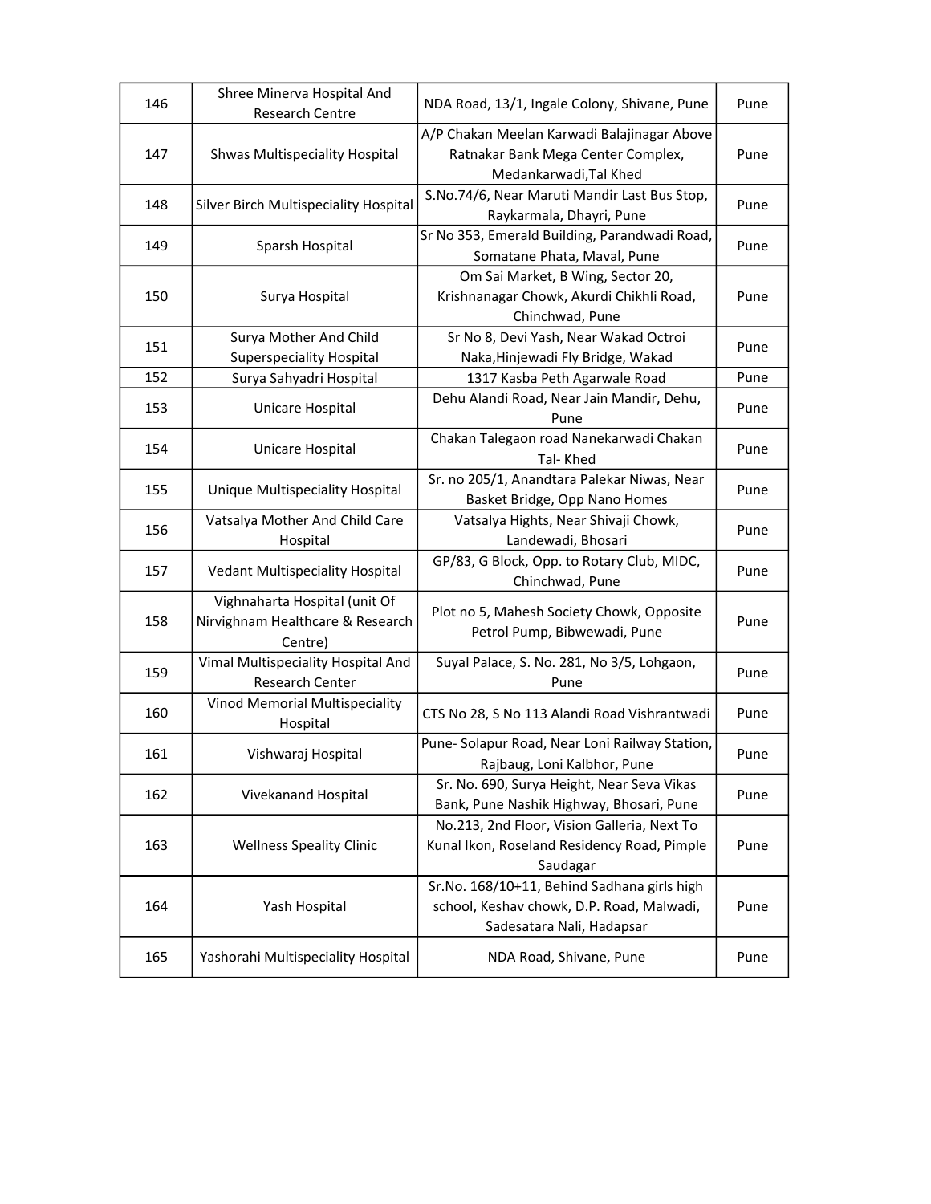| | | | |
|---|---|---|---|
| 146 | Shree Minerva Hospital And Research Centre | NDA Road, 13/1, Ingale Colony, Shivane, Pune | Pune |
| 147 | Shwas Multispeciality Hospital | A/P Chakan Meelan Karwadi Balajinagar Above Ratnakar Bank Mega Center Complex, Medankarwadi,Tal Khed | Pune |
| 148 | Silver Birch Multispeciality Hospital | S.No.74/6, Near Maruti Mandir Last Bus Stop, Raykarmala, Dhayri, Pune | Pune |
| 149 | Sparsh Hospital | Sr No 353, Emerald Building, Parandwadi Road, Somatane Phata, Maval, Pune | Pune |
| 150 | Surya Hospital | Om Sai Market, B Wing, Sector 20, Krishnanagar Chowk, Akurdi Chikhli Road, Chinchwad, Pune | Pune |
| 151 | Surya Mother And Child Superspeciality Hospital | Sr No 8, Devi Yash, Near Wakad Octroi Naka,Hinjewadi Fly Bridge, Wakad | Pune |
| 152 | Surya Sahyadri Hospital | 1317 Kasba Peth Agarwale Road | Pune |
| 153 | Unicare Hospital | Dehu Alandi Road, Near Jain Mandir, Dehu, Pune | Pune |
| 154 | Unicare Hospital | Chakan Talegaon road Nanekarwadi Chakan Tal- Khed | Pune |
| 155 | Unique Multispeciality Hospital | Sr. no 205/1, Anandtara Palekar Niwas, Near Basket Bridge, Opp Nano Homes | Pune |
| 156 | Vatsalya Mother And Child Care Hospital | Vatsalya Hights, Near Shivaji Chowk, Landewadi, Bhosari | Pune |
| 157 | Vedant Multispeciality Hospital | GP/83, G Block, Opp. to Rotary Club, MIDC, Chinchwad, Pune | Pune |
| 158 | Vighnaharta Hospital (unit Of Nirvighnam Healthcare & Research Centre) | Plot no 5, Mahesh Society Chowk, Opposite Petrol Pump, Bibwewadi, Pune | Pune |
| 159 | Vimal Multispeciality Hospital And Research Center | Suyal Palace, S. No. 281, No 3/5, Lohgaon, Pune | Pune |
| 160 | Vinod Memorial Multispeciality Hospital | CTS No 28, S No 113 Alandi Road Vishrantwadi | Pune |
| 161 | Vishwaraj Hospital | Pune- Solapur Road, Near Loni Railway Station, Rajbaug, Loni Kalbhor, Pune | Pune |
| 162 | Vivekanand Hospital | Sr. No. 690, Surya Height, Near Seva Vikas Bank, Pune Nashik Highway, Bhosari, Pune | Pune |
| 163 | Wellness Speality Clinic | No.213, 2nd Floor, Vision Galleria, Next To Kunal Ikon, Roseland Residency Road, Pimple Saudagar | Pune |
| 164 | Yash Hospital | Sr.No. 168/10+11, Behind Sadhana girls high school, Keshav chowk, D.P. Road, Malwadi, Sadesatara Nali, Hadapsar | Pune |
| 165 | Yashorahi Multispeciality Hospital | NDA Road, Shivane, Pune | Pune |